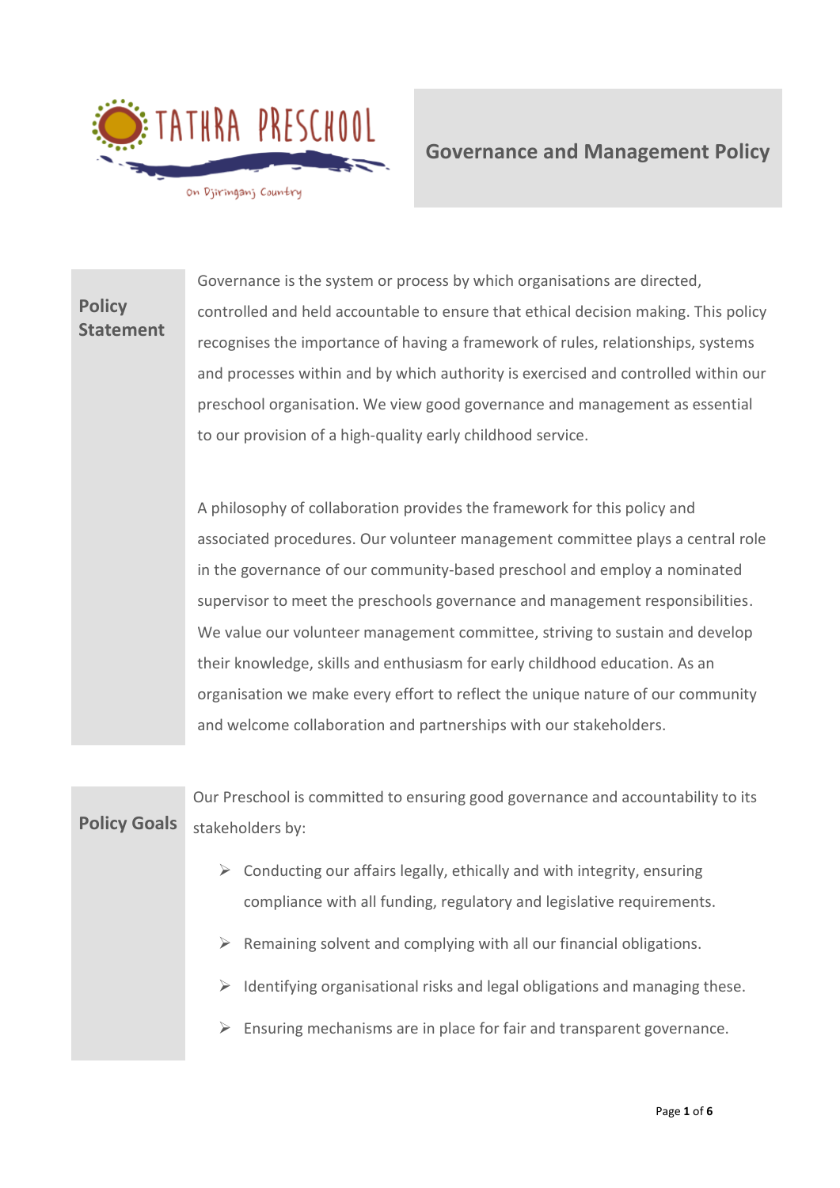TATHRA PRESCHOOL

On Djiringanj Country

# Governance and Management Policy

## Policy Statement

Governance is the system or process by which organisations are directed, controlled and held accountable to ensure that ethical decision making. This policy recognises the importance of having a framework of rules, relationships, systems and processes within and by which authority is exercised and controlled within our preschool organisation. We view good governance and management as essential to our provision of a high-quality early childhood service.

A philosophy of collaboration provides the framework for this policy and associated procedures. Our volunteer management committee plays a central role in the governance of our community-based preschool and employ a nominated supervisor to meet the preschools governance and management responsibilities. We value our volunteer management committee, striving to sustain and develop their knowledge, skills and enthusiasm for early childhood education. As an organisation we make every effort to reflect the unique nature of our community and welcome collaboration and partnerships with our stakeholders.

## Policy Goals

Our Preschool is committed to ensuring good governance and accountability to its stakeholders by:

- Conducting our affairs legally, ethically and with integrity, ensuring compliance with all funding, regulatory and legislative requirements.
- Remaining solvent and complying with all our financial obligations.
- Identifying organisational risks and legal obligations and managing these.
- Ensuring mechanisms are in place for fair and transparent governance.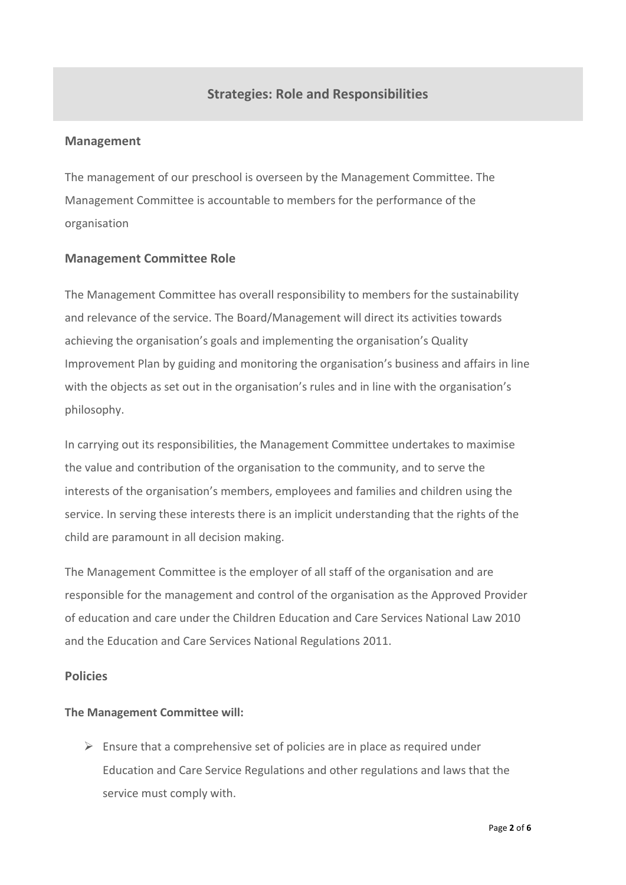## Strategies: Role and Responsibilities

### Management

The management of our preschool is overseen by the Management Committee. The Management Committee is accountable to members for the performance of the organisation

### Management Committee Role

The Management Committee has overall responsibility to members for the sustainability and relevance of the service. The Board/Management will direct its activities towards achieving the organisation's goals and implementing the organisation's Quality Improvement Plan by guiding and monitoring the organisation's business and affairs in line with the objects as set out in the organisation's rules and in line with the organisation's philosophy.

In carrying out its responsibilities, the Management Committee undertakes to maximise the value and contribution of the organisation to the community, and to serve the interests of the organisation's members, employees and families and children using the service. In serving these interests there is an implicit understanding that the rights of the child are paramount in all decision making.

The Management Committee is the employer of all staff of the organisation and are responsible for the management and control of the organisation as the Approved Provider of education and care under the Children Education and Care Services National Law 2010 and the Education and Care Services National Regulations 2011.

### Policies

**The Management Committee will:**

- Ensure that a comprehensive set of policies are in place as required under Education and Care Service Regulations and other regulations and laws that the service must comply with.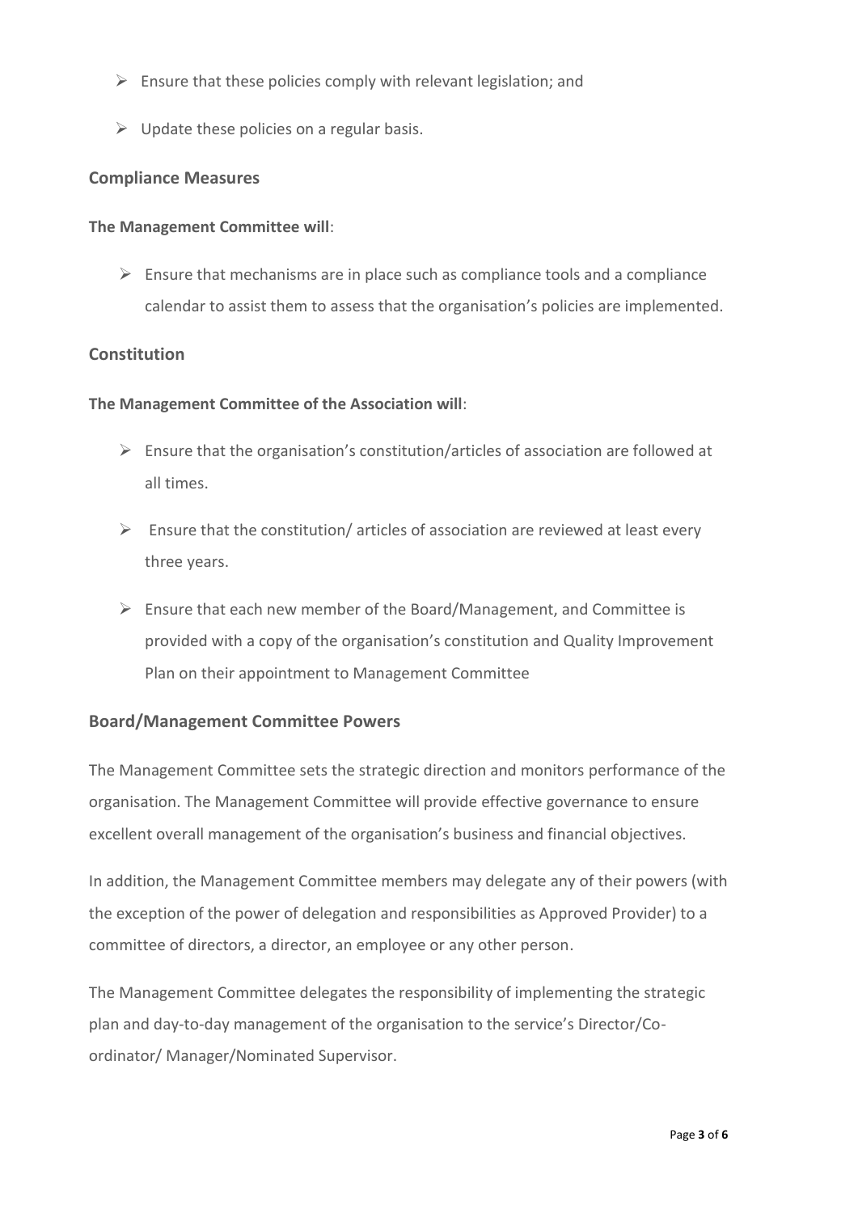- Ensure that these policies comply with relevant legislation; and
- Update these policies on a regular basis.

## Compliance Measures

**The Management Committee will**:

- Ensure that mechanisms are in place such as compliance tools and a compliance calendar to assist them to assess that the organisation's policies are implemented.

## Constitution

**The Management Committee of the Association will**:

- Ensure that the organisation's constitution/articles of association are followed at all times.
- Ensure that the constitution/ articles of association are reviewed at least every three years.
- Ensure that each new member of the Board/Management, and Committee is provided with a copy of the organisation's constitution and Quality Improvement Plan on their appointment to Management Committee

## Board/Management Committee Powers

The Management Committee sets the strategic direction and monitors performance of the organisation. The Management Committee will provide effective governance to ensure excellent overall management of the organisation's business and financial objectives.

In addition, the Management Committee members may delegate any of their powers (with the exception of the power of delegation and responsibilities as Approved Provider) to a committee of directors, a director, an employee or any other person.

The Management Committee delegates the responsibility of implementing the strategic plan and day-to-day management of the organisation to the service's Director/Co-ordinator/ Manager/Nominated Supervisor.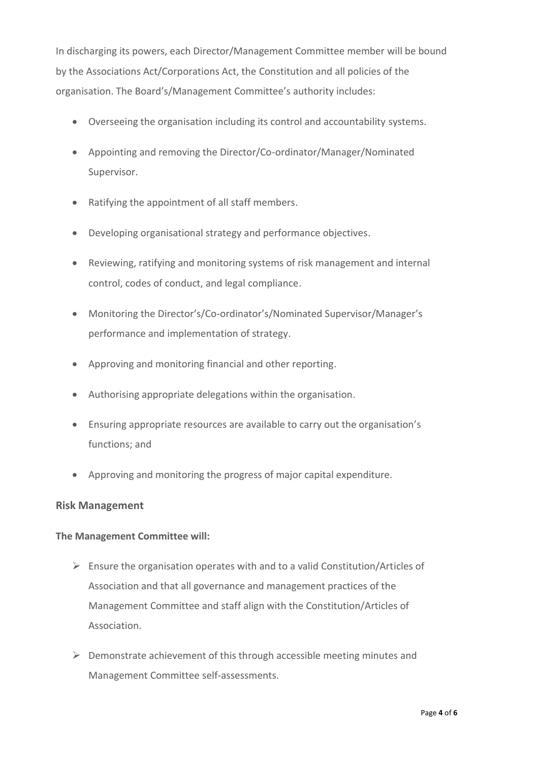In discharging its powers, each Director/Management Committee member will be bound by the Associations Act/Corporations Act, the Constitution and all policies of the organisation. The Board's/Management Committee's authority includes:

- Overseeing the organisation including its control and accountability systems.
- Appointing and removing the Director/Co-ordinator/Manager/Nominated Supervisor.
- Ratifying the appointment of all staff members.
- Developing organisational strategy and performance objectives.
- Reviewing, ratifying and monitoring systems of risk management and internal control, codes of conduct, and legal compliance.
- Monitoring the Director's/Co-ordinator's/Nominated Supervisor/Manager's performance and implementation of strategy.
- Approving and monitoring financial and other reporting.
- Authorising appropriate delegations within the organisation.
- Ensuring appropriate resources are available to carry out the organisation's functions; and
- Approving and monitoring the progress of major capital expenditure.

## Risk Management

**The Management Committee will:**

- Ensure the organisation operates with and to a valid Constitution/Articles of Association and that all governance and management practices of the Management Committee and staff align with the Constitution/Articles of Association.
- Demonstrate achievement of this through accessible meeting minutes and Management Committee self-assessments.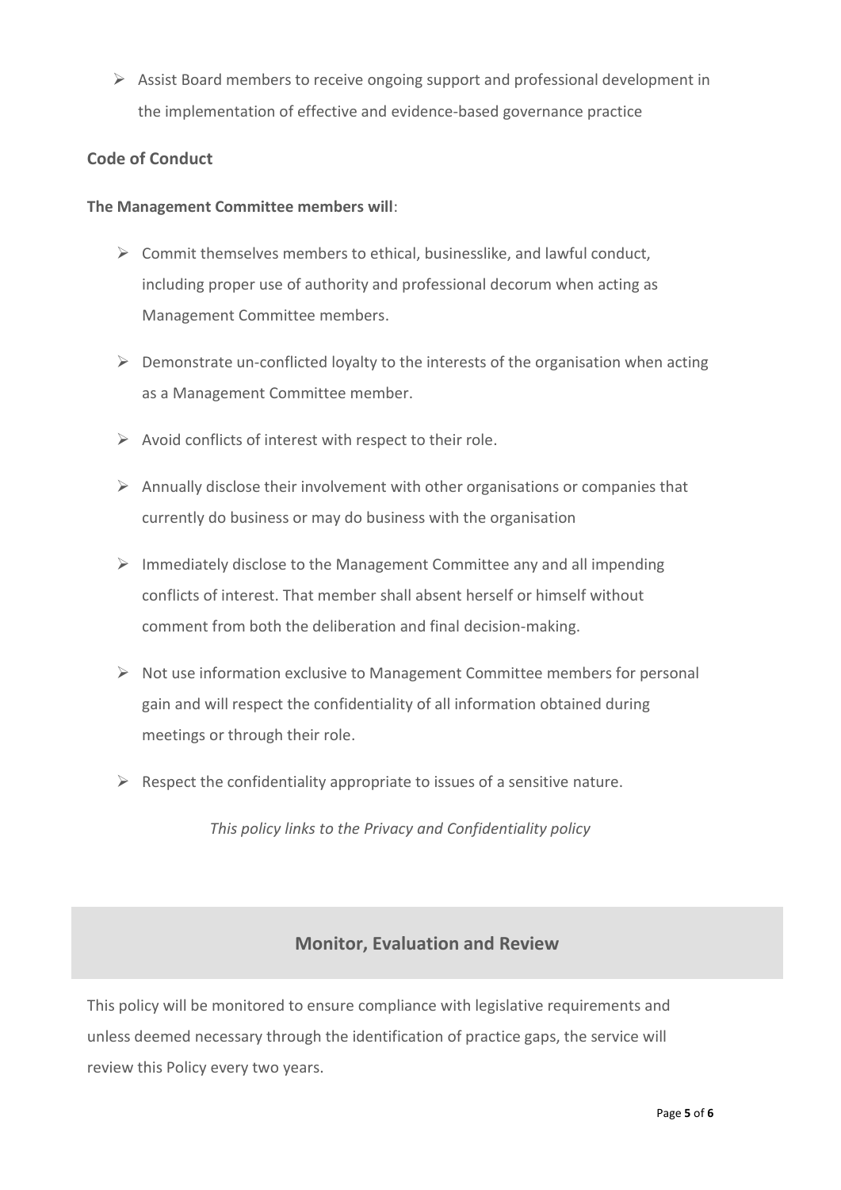- Assist Board members to receive ongoing support and professional development in the implementation of effective and evidence-based governance practice

### Code of Conduct

**The Management Committee members will**:

- Commit themselves members to ethical, businesslike, and lawful conduct, including proper use of authority and professional decorum when acting as Management Committee members.
- Demonstrate un-conflicted loyalty to the interests of the organisation when acting as a Management Committee member.
- Avoid conflicts of interest with respect to their role.
- Annually disclose their involvement with other organisations or companies that currently do business or may do business with the organisation
- Immediately disclose to the Management Committee any and all impending conflicts of interest. That member shall absent herself or himself without comment from both the deliberation and final decision-making.
- Not use information exclusive to Management Committee members for personal gain and will respect the confidentiality of all information obtained during meetings or through their role.
- Respect the confidentiality appropriate to issues of a sensitive nature.

*This policy links to the Privacy and Confidentiality policy*

## Monitor, Evaluation and Review

This policy will be monitored to ensure compliance with legislative requirements and unless deemed necessary through the identification of practice gaps, the service will review this Policy every two years.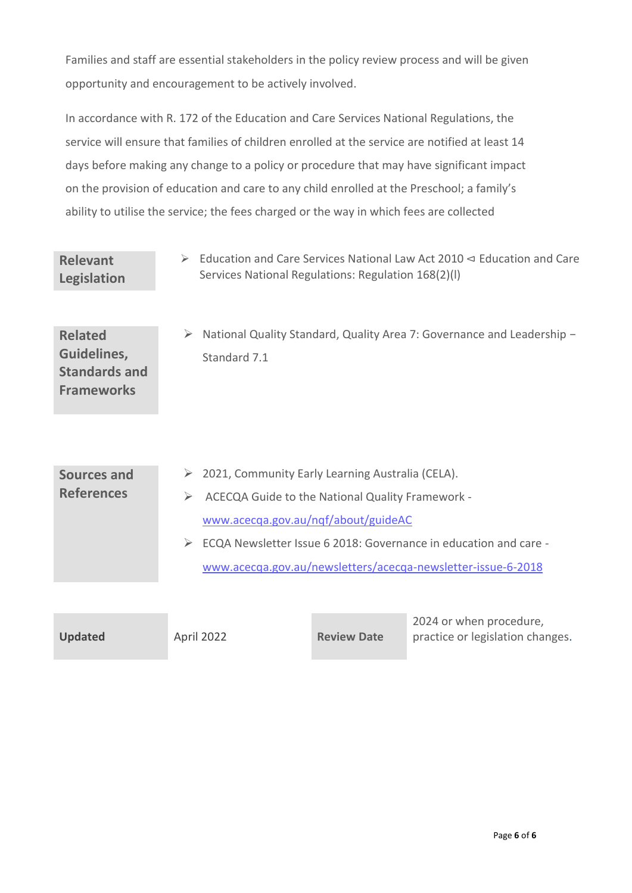Families and staff are essential stakeholders in the policy review process and will be given opportunity and encouragement to be actively involved.

In accordance with R. 172 of the Education and Care Services National Regulations, the service will ensure that families of children enrolled at the service are notified at least 14 days before making any change to a policy or procedure that may have significant impact on the provision of education and care to any child enrolled at the Preschool; a family's ability to utilise the service; the fees charged or the way in which fees are collected

| | |
|---|---|
| **Relevant Legislation** | ➢ Education and Care Services National Law Act 2010 ⊲ Education and Care Services National Regulations: Regulation 168(2)(l) |
| **Related Guidelines, Standards and Frameworks** | ➢ National Quality Standard, Quality Area 7: Governance and Leadership – Standard 7.1 |
| **Sources and References** | ➢ 2021, Community Early Learning Australia (CELA).<br>➢ ACECQA Guide to the National Quality Framework - www.acecqa.gov.au/nqf/about/guideAC<br>➢ ECQA Newsletter Issue 6 2018: Governance in education and care - www.acecqa.gov.au/newsletters/acecqa-newsletter-issue-6-2018 |

| | | | |
|---|---|---|---|
| **Updated** | April 2022 | **Review Date** | 2024 or when procedure, practice or legislation changes. |